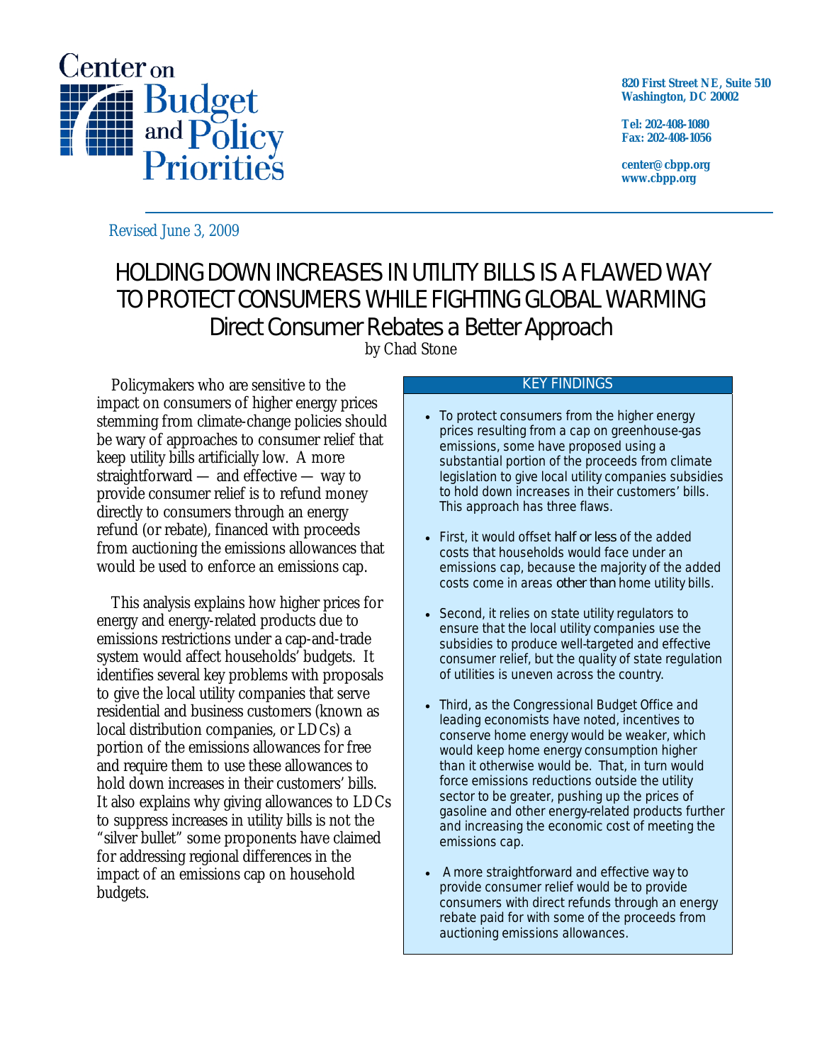Center on Budget and Policy Priorities

820 First Street NE, Suite 510
Washington, DC 20002

Tel: 202-408-1080
Fax: 202-408-1056

center@cbpp.org
www.cbpp.org

Revised June 3, 2009

# HOLDING DOWN INCREASES IN UTILITY BILLS IS A FLAWED WAY TO PROTECT CONSUMERS WHILE FIGHTING GLOBAL WARMING

## Direct Consumer Rebates a Better Approach

by Chad Stone

Policymakers who are sensitive to the impact on consumers of higher energy prices stemming from climate-change policies should be wary of approaches to consumer relief that keep utility bills artificially low. A more straightforward — and effective — way to provide consumer relief is to refund money directly to consumers through an energy refund (or rebate), financed with proceeds from auctioning the emissions allowances that would be used to enforce an emissions cap.

This analysis explains how higher prices for energy and energy-related products due to emissions restrictions under a cap-and-trade system would affect households' budgets. It identifies several key problems with proposals to give the local utility companies that serve residential and business customers (known as local distribution companies, or LDCs) a portion of the emissions allowances for free and require them to use these allowances to hold down increases in their customers' bills. It also explains why giving allowances to LDCs to suppress increases in utility bills is not the "silver bullet" some proponents have claimed for addressing regional differences in the impact of an emissions cap on household budgets.

**KEY FINDINGS**

- To protect consumers from the higher energy prices resulting from a cap on greenhouse-gas emissions, some have proposed using a substantial portion of the proceeds from climate legislation to give local utility companies subsidies to hold down increases in their customers' bills. This approach has three flaws.
- First, it would offset half or less of the added costs that households would face under an emissions cap, because the majority of the added costs come in areas other than home utility bills.
- Second, it relies on state utility regulators to ensure that the local utility companies use the subsidies to produce well-targeted and effective consumer relief, but the quality of state regulation of utilities is uneven across the country.
- Third, as the Congressional Budget Office and leading economists have noted, incentives to conserve home energy would be weaker, which would keep home energy consumption higher than it otherwise would be. That, in turn would force emissions reductions outside the utility sector to be greater, pushing up the prices of gasoline and other energy-related products further and increasing the economic cost of meeting the emissions cap.
- A more straightforward and effective way to provide consumer relief would be to provide consumers with direct refunds through an energy rebate paid for with some of the proceeds from auctioning emissions allowances.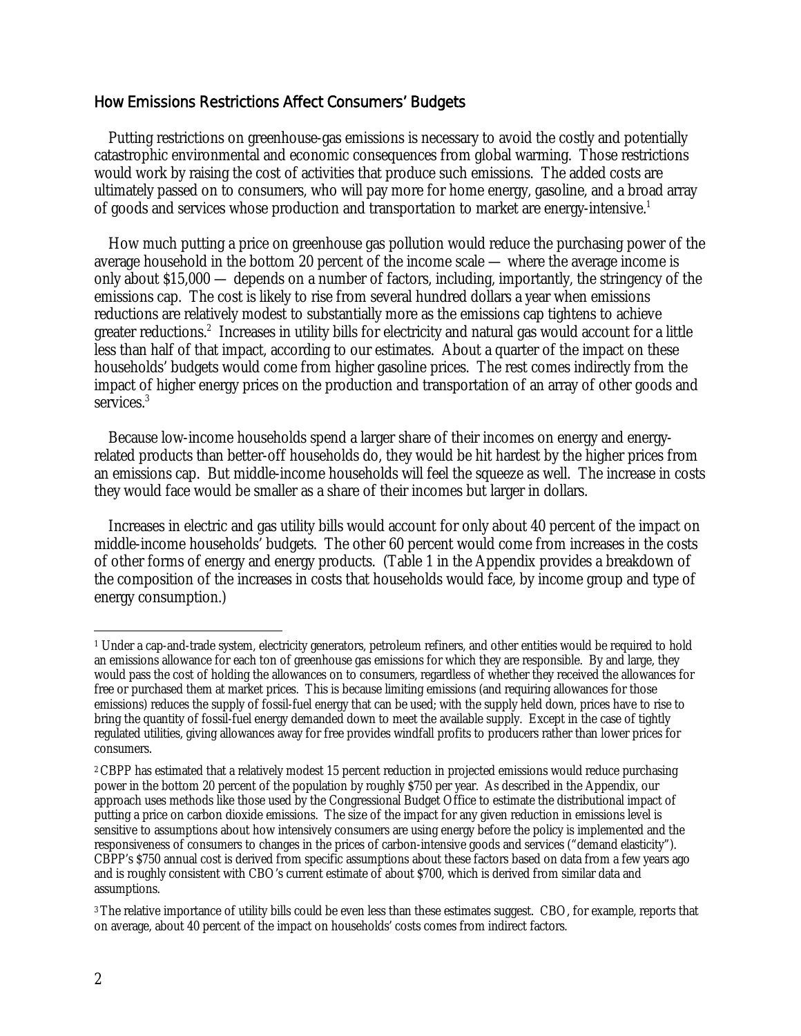## How Emissions Restrictions Affect Consumers' Budgets

Putting restrictions on greenhouse-gas emissions is necessary to avoid the costly and potentially catastrophic environmental and economic consequences from global warming. Those restrictions would work by raising the cost of activities that produce such emissions. The added costs are ultimately passed on to consumers, who will pay more for home energy, gasoline, and a broad array of goods and services whose production and transportation to market are energy-intensive.[1]

How much putting a price on greenhouse gas pollution would reduce the purchasing power of the average household in the bottom 20 percent of the income scale — where the average income is only about $15,000 — depends on a number of factors, including, importantly, the stringency of the emissions cap. The cost is likely to rise from several hundred dollars a year when emissions reductions are relatively modest to substantially more as the emissions cap tightens to achieve greater reductions.[2] Increases in utility bills for electricity and natural gas would account for a little less than half of that impact, according to our estimates. About a quarter of the impact on these households' budgets would come from higher gasoline prices. The rest comes indirectly from the impact of higher energy prices on the production and transportation of an array of other goods and services.[3]

Because low-income households spend a larger share of their incomes on energy and energy-related products than better-off households do, they would be hit hardest by the higher prices from an emissions cap. But middle-income households will feel the squeeze as well. The increase in costs they would face would be smaller as a share of their incomes but larger in dollars.

Increases in electric and gas utility bills would account for only about 40 percent of the impact on middle-income households' budgets. The other 60 percent would come from increases in the costs of other forms of energy and energy products. (Table 1 in the Appendix provides a breakdown of the composition of the increases in costs that households would face, by income group and type of energy consumption.)

---

[1] Under a cap-and-trade system, electricity generators, petroleum refiners, and other entities would be required to hold an emissions allowance for each ton of greenhouse gas emissions for which they are responsible. By and large, they would pass the cost of holding the allowances on to consumers, regardless of whether they received the allowances for free or purchased them at market prices. This is because limiting emissions (and requiring allowances for those emissions) reduces the supply of fossil-fuel energy that can be used; with the supply held down, prices have to rise to bring the quantity of fossil-fuel energy demanded down to meet the available supply. Except in the case of tightly regulated utilities, giving allowances away for free provides windfall profits to producers rather than lower prices for consumers.

[2] CBPP has estimated that a relatively modest 15 percent reduction in projected emissions would reduce purchasing power in the bottom 20 percent of the population by roughly $750 per year. As described in the Appendix, our approach uses methods like those used by the Congressional Budget Office to estimate the distributional impact of putting a price on carbon dioxide emissions. The size of the impact for any given reduction in emissions level is sensitive to assumptions about how intensively consumers are using energy before the policy is implemented and the responsiveness of consumers to changes in the prices of carbon-intensive goods and services ("demand elasticity"). CBPP's $750 annual cost is derived from specific assumptions about these factors based on data from a few years ago and is roughly consistent with CBO's current estimate of about $700, which is derived from similar data and assumptions.

[3] The relative importance of utility bills could be even less than these estimates suggest. CBO, for example, reports that on average, about 40 percent of the impact on households' costs comes from indirect factors.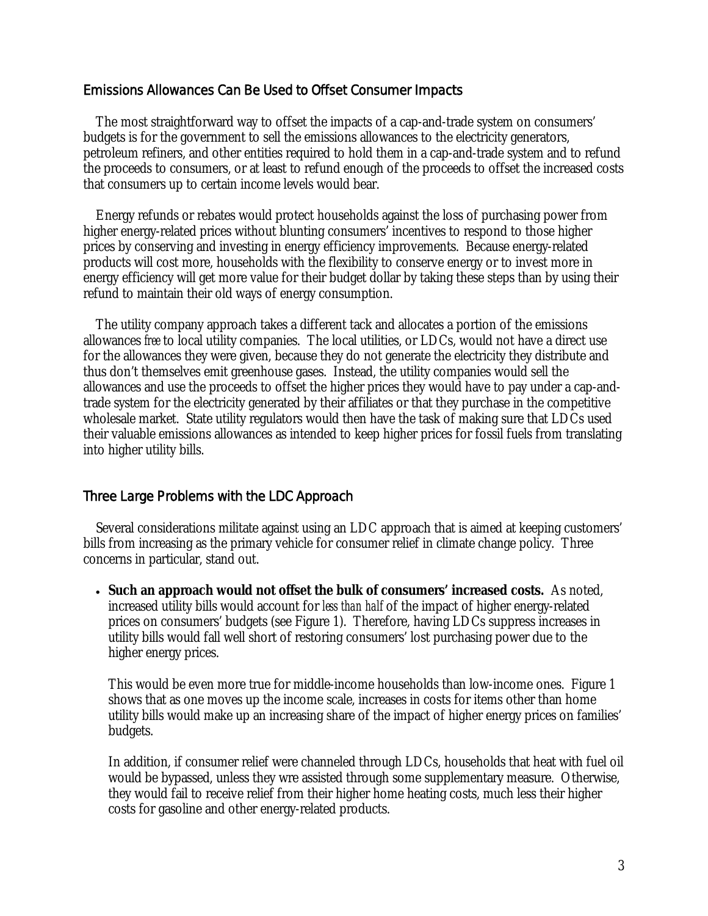## Emissions Allowances Can Be Used to Offset Consumer Impacts

The most straightforward way to offset the impacts of a cap-and-trade system on consumers' budgets is for the government to sell the emissions allowances to the electricity generators, petroleum refiners, and other entities required to hold them in a cap-and-trade system and to refund the proceeds to consumers, or at least to refund enough of the proceeds to offset the increased costs that consumers up to certain income levels would bear.

Energy refunds or rebates would protect households against the loss of purchasing power from higher energy-related prices without blunting consumers' incentives to respond to those higher prices by conserving and investing in energy efficiency improvements. Because energy-related products will cost more, households with the flexibility to conserve energy or to invest more in energy efficiency will get more value for their budget dollar by taking these steps than by using their refund to maintain their old ways of energy consumption.

The utility company approach takes a different tack and allocates a portion of the emissions allowances *free* to local utility companies. The local utilities, or LDCs, would not have a direct use for the allowances they were given, because they do not generate the electricity they distribute and thus don't themselves emit greenhouse gases. Instead, the utility companies would sell the allowances and use the proceeds to offset the higher prices they would have to pay under a cap-and-trade system for the electricity generated by their affiliates or that they purchase in the competitive wholesale market. State utility regulators would then have the task of making sure that LDCs used their valuable emissions allowances as intended to keep higher prices for fossil fuels from translating into higher utility bills.

## Three Large Problems with the LDC Approach

Several considerations militate against using an LDC approach that is aimed at keeping customers' bills from increasing as the primary vehicle for consumer relief in climate change policy. Three concerns in particular, stand out.

- **Such an approach would not offset the bulk of consumers' increased costs.** As noted, increased utility bills would account for *less than half* of the impact of higher energy-related prices on consumers' budgets (see Figure 1). Therefore, having LDCs suppress increases in utility bills would fall well short of restoring consumers' lost purchasing power due to the higher energy prices.

  This would be even more true for middle-income households than low-income ones. Figure 1 shows that as one moves up the income scale, increases in costs for items other than home utility bills would make up an increasing share of the impact of higher energy prices on families' budgets.

  In addition, if consumer relief were channeled through LDCs, households that heat with fuel oil would be bypassed, unless they wre assisted through some supplementary measure. Otherwise, they would fail to receive relief from their higher home heating costs, much less their higher costs for gasoline and other energy-related products.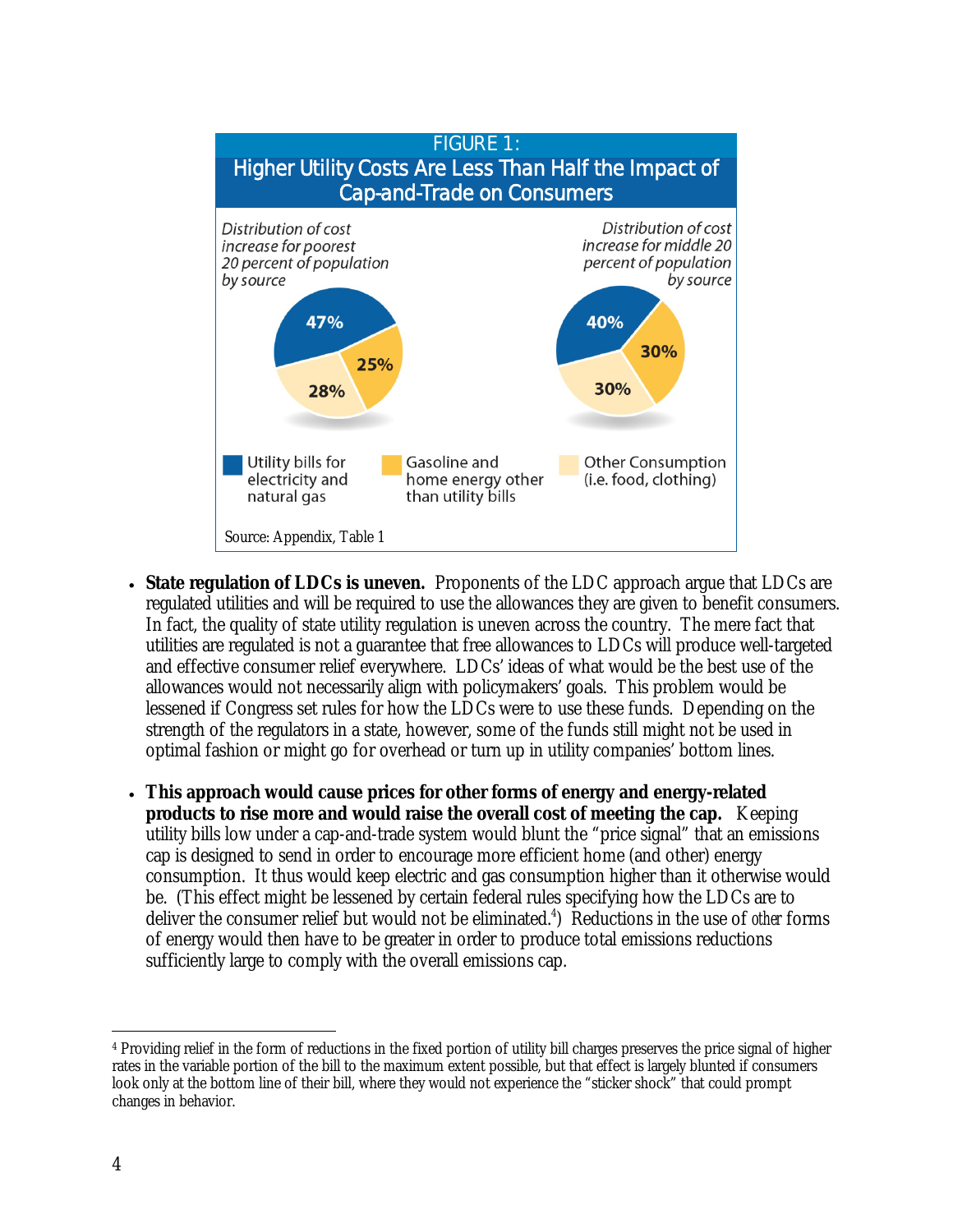**FIGURE 1:**
**Higher Utility Costs Are Less Than Half the Impact of Cap-and-Trade on Consumers**

*Distribution of cost increase for poorest 20 percent of population by source*

| Source | Share |
|---|---|
| Utility bills for electricity and natural gas | 47% |
| Gasoline and home energy other than utility bills | 25% |
| Other Consumption (i.e. food, clothing) | 28% |

*Distribution of cost increase for middle 20 percent of population by source*

| Source | Share |
|---|---|
| Utility bills for electricity and natural gas | 40% |
| Gasoline and home energy other than utility bills | 30% |
| Other Consumption (i.e. food, clothing) | 30% |

Source: Appendix, Table 1

- **State regulation of LDCs is uneven.** Proponents of the LDC approach argue that LDCs are regulated utilities and will be required to use the allowances they are given to benefit consumers. In fact, the quality of state utility regulation is uneven across the country. The mere fact that utilities are regulated is not a guarantee that free allowances to LDCs will produce well-targeted and effective consumer relief everywhere. LDCs' ideas of what would be the best use of the allowances would not necessarily align with policymakers' goals. This problem would be lessened if Congress set rules for how the LDCs were to use these funds. Depending on the strength of the regulators in a state, however, some of the funds still might not be used in optimal fashion or might go for overhead or turn up in utility companies' bottom lines.

- **This approach would cause prices for other forms of energy and energy-related products to rise more and would raise the overall cost of meeting the cap.** Keeping utility bills low under a cap-and-trade system would blunt the "price signal" that an emissions cap is designed to send in order to encourage more efficient home (and other) energy consumption. It thus would keep electric and gas consumption higher than it otherwise would be. (This effect might be lessened by certain federal rules specifying how the LDCs are to deliver the consumer relief but would not be eliminated.[4]) Reductions in the use of *other* forms of energy would then have to be greater in order to produce total emissions reductions sufficiently large to comply with the overall emissions cap.

[4] Providing relief in the form of reductions in the fixed portion of utility bill charges preserves the price signal of higher rates in the variable portion of the bill to the maximum extent possible, but that effect is largely blunted if consumers look only at the bottom line of their bill, where they would not experience the "sticker shock" that could prompt changes in behavior.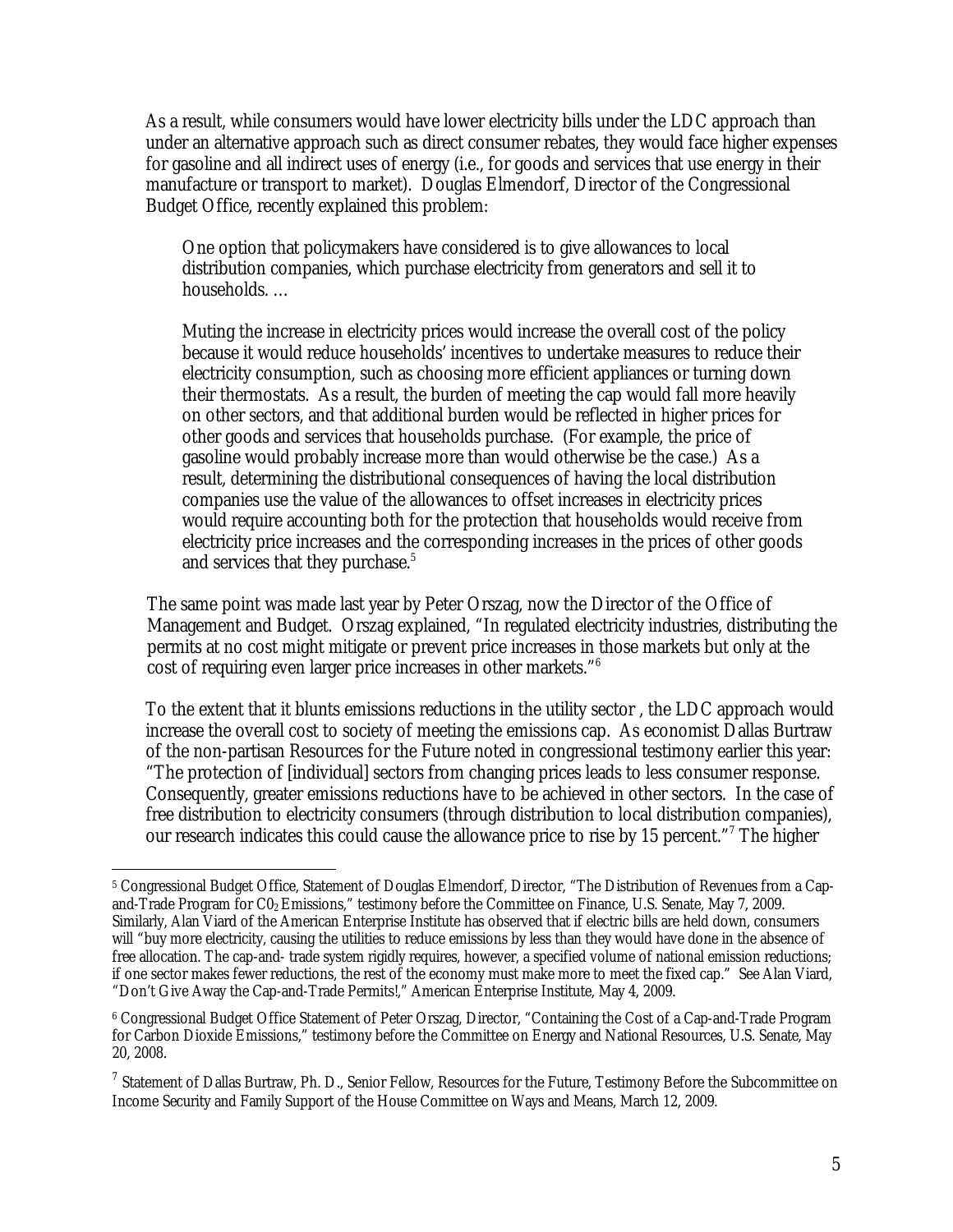As a result, while consumers would have lower electricity bills under the LDC approach than under an alternative approach such as direct consumer rebates, they would face higher expenses for gasoline and all indirect uses of energy (i.e., for goods and services that use energy in their manufacture or transport to market). Douglas Elmendorf, Director of the Congressional Budget Office, recently explained this problem:

> One option that policymakers have considered is to give allowances to local distribution companies, which purchase electricity from generators and sell it to households. …
>
> Muting the increase in electricity prices would increase the overall cost of the policy because it would reduce households' incentives to undertake measures to reduce their electricity consumption, such as choosing more efficient appliances or turning down their thermostats. As a result, the burden of meeting the cap would fall more heavily on other sectors, and that additional burden would be reflected in higher prices for other goods and services that households purchase. (For example, the price of gasoline would probably increase more than would otherwise be the case.) As a result, determining the distributional consequences of having the local distribution companies use the value of the allowances to offset increases in electricity prices would require accounting both for the protection that households would receive from electricity price increases and the corresponding increases in the prices of other goods and services that they purchase.[5]

The same point was made last year by Peter Orszag, now the Director of the Office of Management and Budget. Orszag explained, "In regulated electricity industries, distributing the permits at no cost might mitigate or prevent price increases in those markets but only at the cost of requiring even larger price increases in other markets."[6]

To the extent that it blunts emissions reductions in the utility sector , the LDC approach would increase the overall cost to society of meeting the emissions cap. As economist Dallas Burtraw of the non-partisan Resources for the Future noted in congressional testimony earlier this year: "The protection of [individual] sectors from changing prices leads to less consumer response. Consequently, greater emissions reductions have to be achieved in other sectors. In the case of free distribution to electricity consumers (through distribution to local distribution companies), our research indicates this could cause the allowance price to rise by 15 percent."[7] The higher

---

[5] Congressional Budget Office, Statement of Douglas Elmendorf, Director, "The Distribution of Revenues from a Cap-and-Trade Program for $CO_2$ Emissions," testimony before the Committee on Finance, U.S. Senate, May 7, 2009. Similarly, Alan Viard of the American Enterprise Institute has observed that if electric bills are held down, consumers will "buy more electricity, causing the utilities to reduce emissions by less than they would have done in the absence of free allocation. The cap-and- trade system rigidly requires, however, a specified volume of national emission reductions; if one sector makes fewer reductions, the rest of the economy must make more to meet the fixed cap." See Alan Viard, "Don't Give Away the Cap-and-Trade Permits!," American Enterprise Institute, May 4, 2009.

[6] Congressional Budget Office Statement of Peter Orszag, Director, "Containing the Cost of a Cap-and-Trade Program for Carbon Dioxide Emissions," testimony before the Committee on Energy and National Resources, U.S. Senate, May 20, 2008.

[7] Statement of Dallas Burtraw, Ph. D., Senior Fellow, Resources for the Future, Testimony Before the Subcommittee on Income Security and Family Support of the House Committee on Ways and Means, March 12, 2009.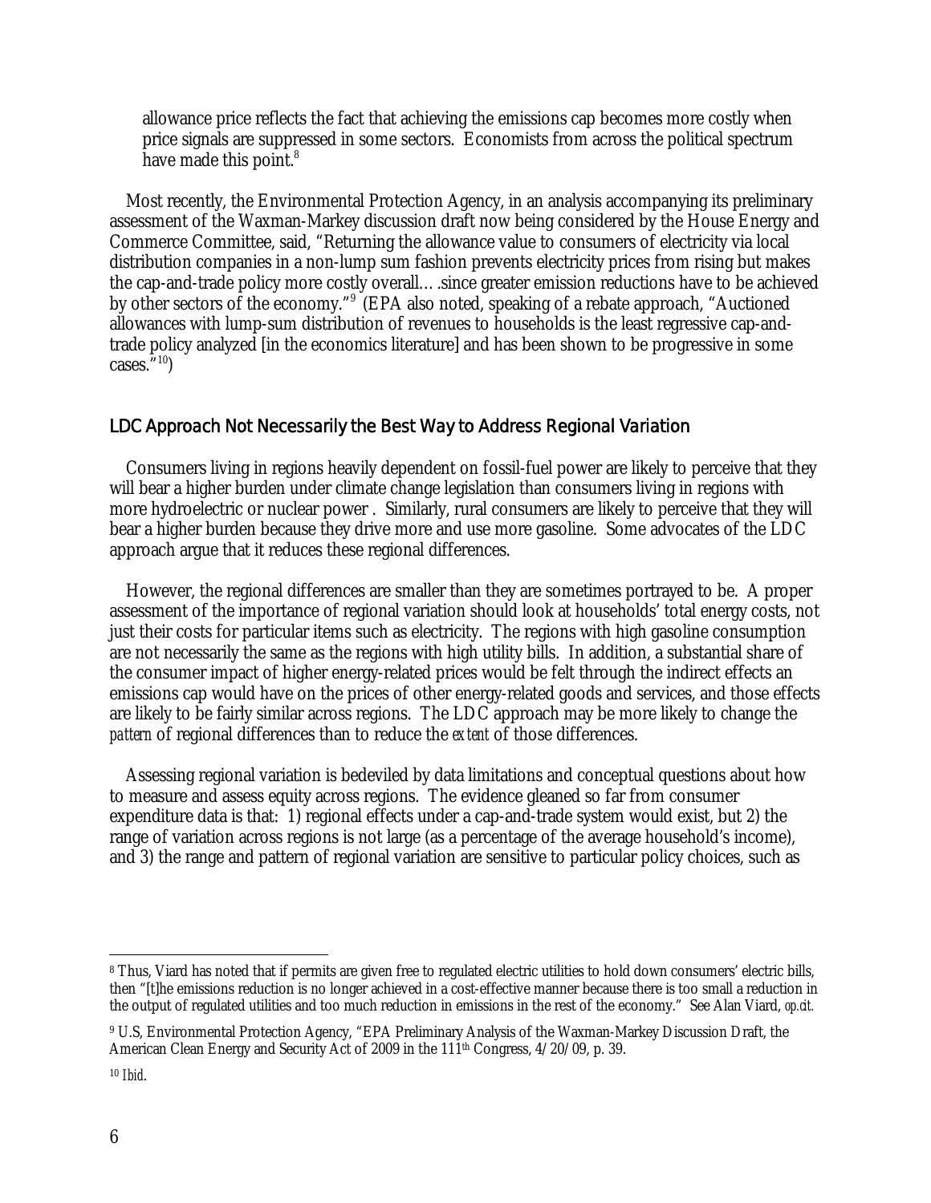allowance price reflects the fact that achieving the emissions cap becomes more costly when price signals are suppressed in some sectors. Economists from across the political spectrum have made this point.[8]

Most recently, the Environmental Protection Agency, in an analysis accompanying its preliminary assessment of the Waxman-Markey discussion draft now being considered by the House Energy and Commerce Committee, said, "Returning the allowance value to consumers of electricity via local distribution companies in a non-lump sum fashion prevents electricity prices from rising but makes the cap-and-trade policy more costly overall….since greater emission reductions have to be achieved by other sectors of the economy."[9] (EPA also noted, speaking of a rebate approach, "Auctioned allowances with lump-sum distribution of revenues to households is the least regressive cap-and-trade policy analyzed [in the economics literature] and has been shown to be progressive in some cases."[10])

## LDC Approach Not Necessarily the Best Way to Address Regional Variation

Consumers living in regions heavily dependent on fossil-fuel power are likely to perceive that they will bear a higher burden under climate change legislation than consumers living in regions with more hydroelectric or nuclear power . Similarly, rural consumers are likely to perceive that they will bear a higher burden because they drive more and use more gasoline. Some advocates of the LDC approach argue that it reduces these regional differences.

However, the regional differences are smaller than they are sometimes portrayed to be. A proper assessment of the importance of regional variation should look at households' total energy costs, not just their costs for particular items such as electricity. The regions with high gasoline consumption are not necessarily the same as the regions with high utility bills. In addition, a substantial share of the consumer impact of higher energy-related prices would be felt through the indirect effects an emissions cap would have on the prices of other energy-related goods and services, and those effects are likely to be fairly similar across regions. The LDC approach may be more likely to change the *pattern* of regional differences than to reduce the *extent* of those differences.

Assessing regional variation is bedeviled by data limitations and conceptual questions about how to measure and assess equity across regions. The evidence gleaned so far from consumer expenditure data is that: 1) regional effects under a cap-and-trade system would exist, but 2) the range of variation across regions is not large (as a percentage of the average household's income), and 3) the range and pattern of regional variation are sensitive to particular policy choices, such as

---

[8] Thus, Viard has noted that if permits are given free to regulated electric utilities to hold down consumers' electric bills, then "[t]he emissions reduction is no longer achieved in a cost-effective manner because there is too small a reduction in the output of regulated utilities and too much reduction in emissions in the rest of the economy." See Alan Viard, *op.cit.*

[9] U.S, Environmental Protection Agency, "EPA Preliminary Analysis of the Waxman-Markey Discussion Draft, the American Clean Energy and Security Act of 2009 in the 111th Congress, 4/20/09, p. 39.

[10] *Ibid*.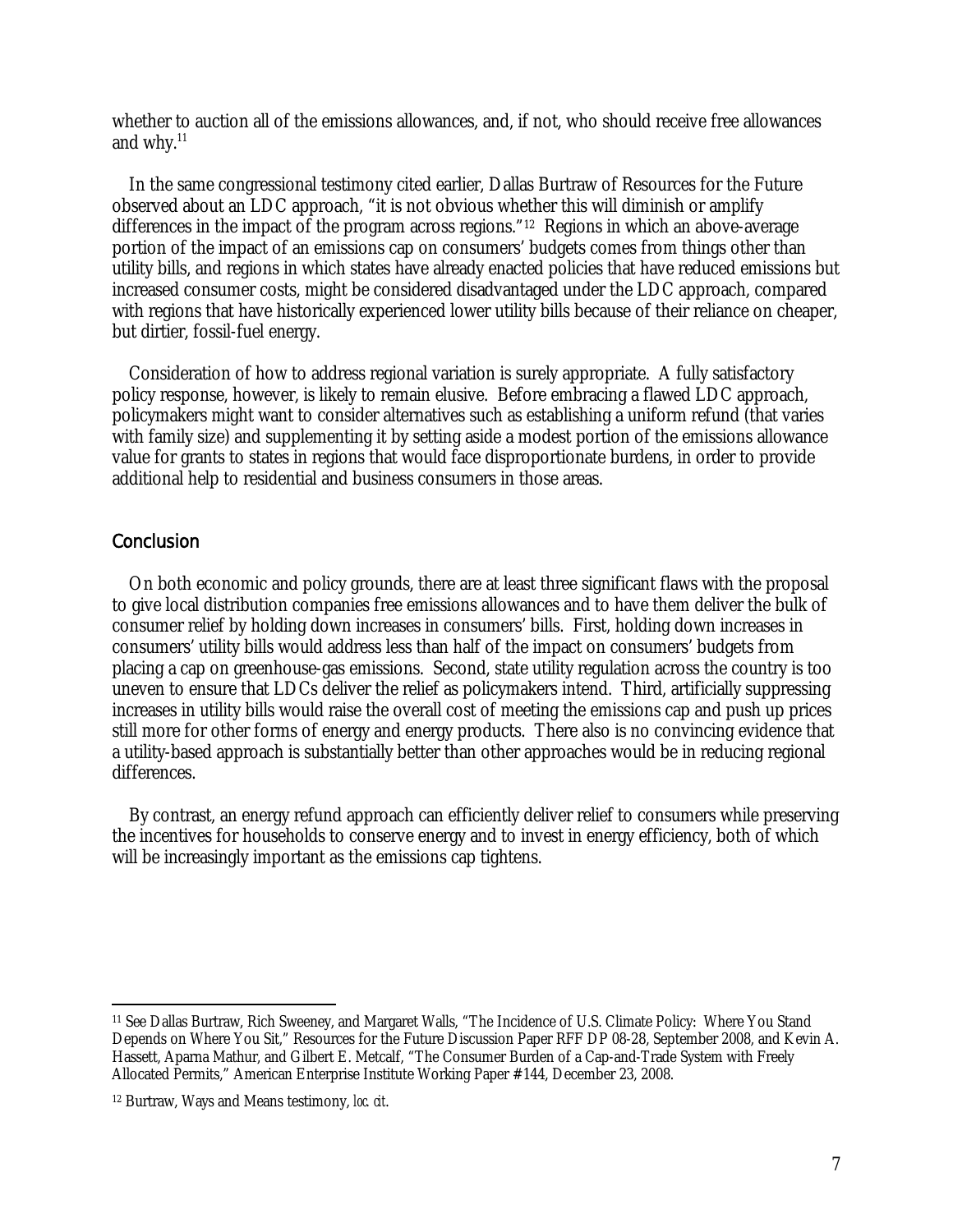whether to auction all of the emissions allowances, and, if not, who should receive free allowances and why.[11]

In the same congressional testimony cited earlier, Dallas Burtraw of Resources for the Future observed about an LDC approach, "it is not obvious whether this will diminish or amplify differences in the impact of the program across regions."[12] Regions in which an above-average portion of the impact of an emissions cap on consumers' budgets comes from things other than utility bills, and regions in which states have already enacted policies that have reduced emissions but increased consumer costs, might be considered disadvantaged under the LDC approach, compared with regions that have historically experienced lower utility bills because of their reliance on cheaper, but dirtier, fossil-fuel energy.

Consideration of how to address regional variation is surely appropriate. A fully satisfactory policy response, however, is likely to remain elusive. Before embracing a flawed LDC approach, policymakers might want to consider alternatives such as establishing a uniform refund (that varies with family size) and supplementing it by setting aside a modest portion of the emissions allowance value for grants to states in regions that would face disproportionate burdens, in order to provide additional help to residential and business consumers in those areas.

## Conclusion

On both economic and policy grounds, there are at least three significant flaws with the proposal to give local distribution companies free emissions allowances and to have them deliver the bulk of consumer relief by holding down increases in consumers' bills. First, holding down increases in consumers' utility bills would address less than half of the impact on consumers' budgets from placing a cap on greenhouse-gas emissions. Second, state utility regulation across the country is too uneven to ensure that LDCs deliver the relief as policymakers intend. Third, artificially suppressing increases in utility bills would raise the overall cost of meeting the emissions cap and push up prices still more for other forms of energy and energy products. There also is no convincing evidence that a utility-based approach is substantially better than other approaches would be in reducing regional differences.

By contrast, an energy refund approach can efficiently deliver relief to consumers while preserving the incentives for households to conserve energy and to invest in energy efficiency, both of which will be increasingly important as the emissions cap tightens.

---

[11] See Dallas Burtraw, Rich Sweeney, and Margaret Walls, "The Incidence of U.S. Climate Policy: Where You Stand Depends on Where You Sit," Resources for the Future Discussion Paper RFF DP 08-28, September 2008, and Kevin A. Hassett, Aparna Mathur, and Gilbert E. Metcalf, "The Consumer Burden of a Cap-and-Trade System with Freely Allocated Permits," American Enterprise Institute Working Paper #144, December 23, 2008.

[12] Burtraw, Ways and Means testimony, *loc. cit.*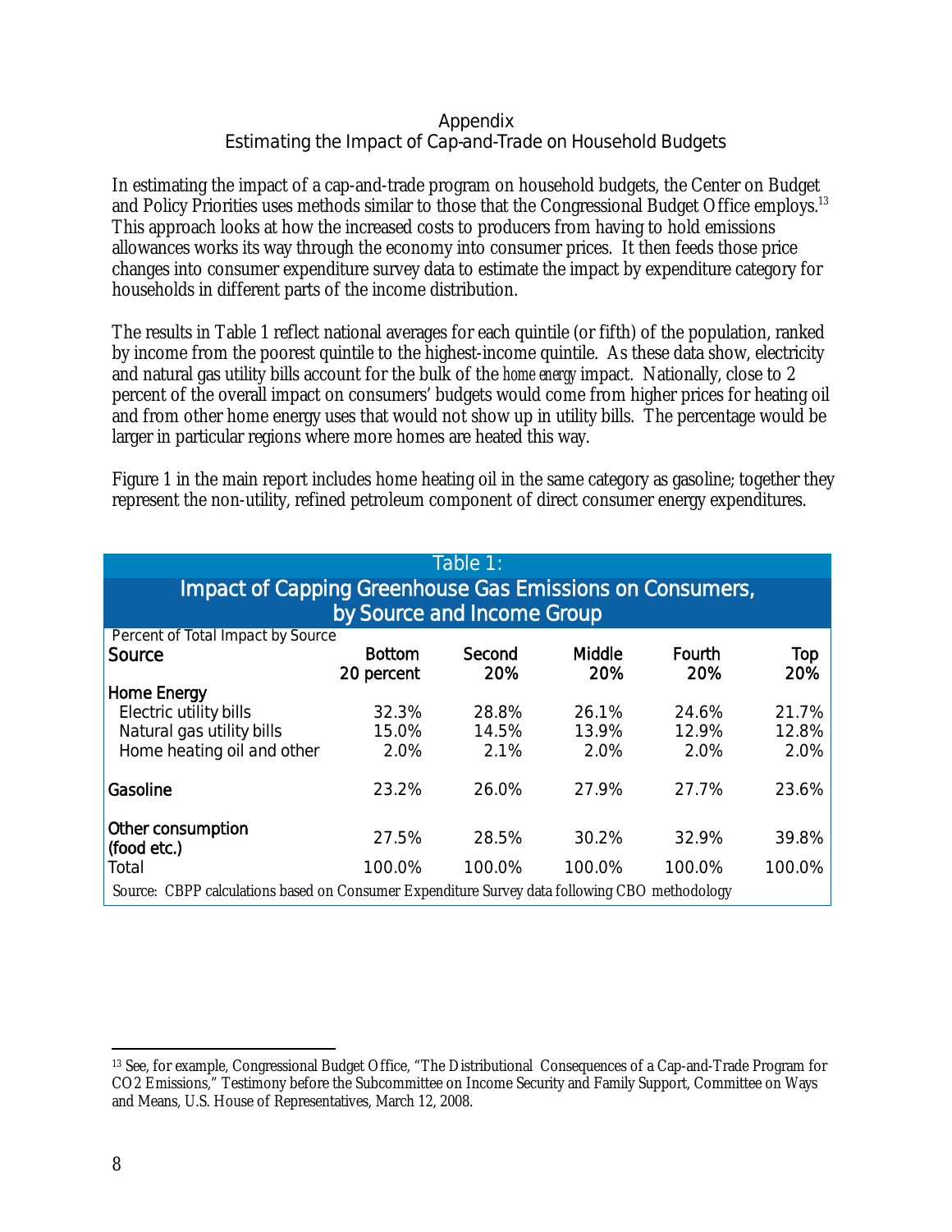## Appendix
## Estimating the Impact of Cap-and-Trade on Household Budgets

In estimating the impact of a cap-and-trade program on household budgets, the Center on Budget and Policy Priorities uses methods similar to those that the Congressional Budget Office employs.[13] This approach looks at how the increased costs to producers from having to hold emissions allowances works its way through the economy into consumer prices. It then feeds those price changes into consumer expenditure survey data to estimate the impact by expenditure category for households in different parts of the income distribution.

The results in Table 1 reflect national averages for each quintile (or fifth) of the population, ranked by income from the poorest quintile to the highest-income quintile. As these data show, electricity and natural gas utility bills account for the bulk of the *home energy* impact. Nationally, close to 2 percent of the overall impact on consumers' budgets would come from higher prices for heating oil and from other home energy uses that would not show up in utility bills. The percentage would be larger in particular regions where more homes are heated this way.

Figure 1 in the main report includes home heating oil in the same category as gasoline; together they represent the non-utility, refined petroleum component of direct consumer energy expenditures.

**Table 1:**
**Impact of Capping Greenhouse Gas Emissions on Consumers, by Source and Income Group**

Percent of Total Impact by Source

| Source | Bottom 20 percent | Second 20% | Middle 20% | Fourth 20% | Top 20% |
|---|---|---|---|---|---|
| **Home Energy** | | | | | |
| Electric utility bills | 32.3% | 28.8% | 26.1% | 24.6% | 21.7% |
| Natural gas utility bills | 15.0% | 14.5% | 13.9% | 12.9% | 12.8% |
| Home heating oil and other | 2.0% | 2.1% | 2.0% | 2.0% | 2.0% |
| Gasoline | 23.2% | 26.0% | 27.9% | 27.7% | 23.6% |
| Other consumption (food etc.) | 27.5% | 28.5% | 30.2% | 32.9% | 39.8% |
| Total | 100.0% | 100.0% | 100.0% | 100.0% | 100.0% |

Source: CBPP calculations based on Consumer Expenditure Survey data following CBO methodology

[13] See, for example, Congressional Budget Office, "The Distributional Consequences of a Cap-and-Trade Program for CO2 Emissions," Testimony before the Subcommittee on Income Security and Family Support, Committee on Ways and Means, U.S. House of Representatives, March 12, 2008.